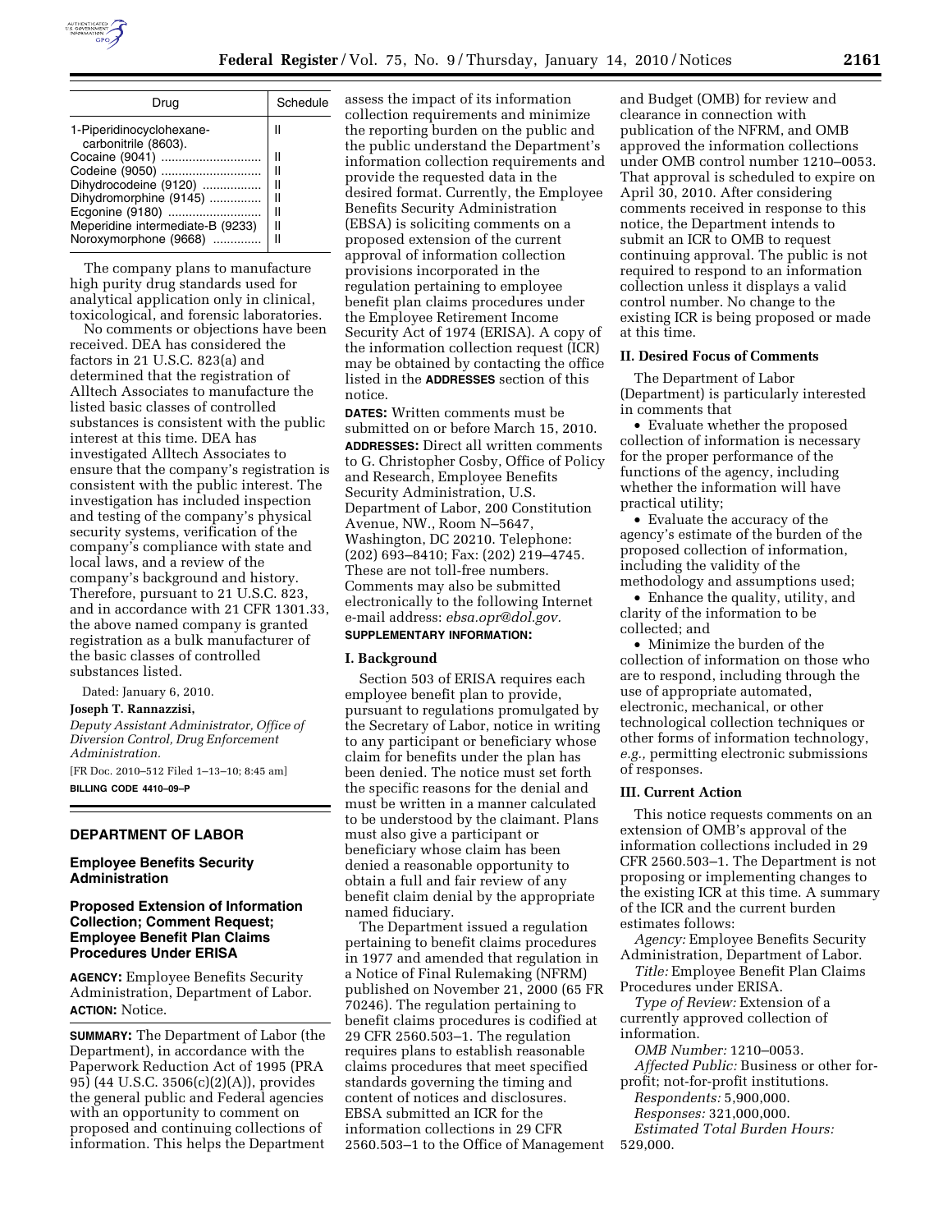| Drug | Schedule |
| --- | --- |
| 1-Piperidinocyclohexane-carbonitrile (8603). | II |
| Cocaine (9041) | II |
| Codeine (9050) | II |
| Dihydrocodeine (9120) | II |
| Dihydromorphine (9145) | II |
| Ecgonine (9180) | II |
| Meperidine intermediate-B (9233) | II |
| Noroxymorphone (9668) | II |

The company plans to manufacture high purity drug standards used for analytical application only in clinical, toxicological, and forensic laboratories.

No comments or objections have been received. DEA has considered the factors in 21 U.S.C. 823(a) and determined that the registration of Alltech Associates to manufacture the listed basic classes of controlled substances is consistent with the public interest at this time. DEA has investigated Alltech Associates to ensure that the company's registration is consistent with the public interest. The investigation has included inspection and testing of the company's physical security systems, verification of the company's compliance with state and local laws, and a review of the company's background and history. Therefore, pursuant to 21 U.S.C. 823, and in accordance with 21 CFR 1301.33, the above named company is granted registration as a bulk manufacturer of the basic classes of controlled substances listed.

Dated: January 6, 2010.

**Joseph T. Rannazzisi,**

*Deputy Assistant Administrator, Office of Diversion Control, Drug Enforcement Administration.*

[FR Doc. 2010–512 Filed 1–13–10; 8:45 am]

**BILLING CODE 4410–09–P**

## DEPARTMENT OF LABOR

### Employee Benefits Security Administration

### Proposed Extension of Information Collection; Comment Request; Employee Benefit Plan Claims Procedures Under ERISA

**AGENCY:** Employee Benefits Security Administration, Department of Labor.

**ACTION:** Notice.

**SUMMARY:** The Department of Labor (the Department), in accordance with the Paperwork Reduction Act of 1995 (PRA 95) (44 U.S.C. 3506(c)(2)(A)), provides the general public and Federal agencies with an opportunity to comment on proposed and continuing collections of information. This helps the Department assess the impact of its information collection requirements and minimize the reporting burden on the public and the public understand the Department's information collection requirements and provide the requested data in the desired format. Currently, the Employee Benefits Security Administration (EBSA) is soliciting comments on a proposed extension of the current approval of information collection provisions incorporated in the regulation pertaining to employee benefit plan claims procedures under the Employee Retirement Income Security Act of 1974 (ERISA). A copy of the information collection request (ICR) may be obtained by contacting the office listed in the **ADDRESSES** section of this notice.

**DATES:** Written comments must be submitted on or before March 15, 2010.

**ADDRESSES:** Direct all written comments to G. Christopher Cosby, Office of Policy and Research, Employee Benefits Security Administration, U.S. Department of Labor, 200 Constitution Avenue, NW., Room N–5647, Washington, DC 20210. Telephone: (202) 693–8410; Fax: (202) 219–4745. These are not toll-free numbers. Comments may also be submitted electronically to the following Internet e-mail address: *ebsa.opr@dol.gov.*

**SUPPLEMENTARY INFORMATION:**

#### I. Background

Section 503 of ERISA requires each employee benefit plan to provide, pursuant to regulations promulgated by the Secretary of Labor, notice in writing to any participant or beneficiary whose claim for benefits under the plan has been denied. The notice must set forth the specific reasons for the denial and must be written in a manner calculated to be understood by the claimant. Plans must also give a participant or beneficiary whose claim has been denied a reasonable opportunity to obtain a full and fair review of any benefit claim denial by the appropriate named fiduciary.

The Department issued a regulation pertaining to benefit claims procedures in 1977 and amended that regulation in a Notice of Final Rulemaking (NFRM) published on November 21, 2000 (65 FR 70246). The regulation pertaining to benefit claims procedures is codified at 29 CFR 2560.503–1. The regulation requires plans to establish reasonable claims procedures that meet specified standards governing the timing and content of notices and disclosures. EBSA submitted an ICR for the information collections in 29 CFR 2560.503–1 to the Office of Management and Budget (OMB) for review and clearance in connection with publication of the NFRM, and OMB approved the information collections under OMB control number 1210–0053. That approval is scheduled to expire on April 30, 2010. After considering comments received in response to this notice, the Department intends to submit an ICR to OMB to request continuing approval. The public is not required to respond to an information collection unless it displays a valid control number. No change to the existing ICR is being proposed or made at this time.

#### II. Desired Focus of Comments

The Department of Labor (Department) is particularly interested in comments that

- Evaluate whether the proposed collection of information is necessary for the proper performance of the functions of the agency, including whether the information will have practical utility;
- Evaluate the accuracy of the agency's estimate of the burden of the proposed collection of information, including the validity of the methodology and assumptions used;
- Enhance the quality, utility, and clarity of the information to be collected; and
- Minimize the burden of the collection of information on those who are to respond, including through the use of appropriate automated, electronic, mechanical, or other technological collection techniques or other forms of information technology, *e.g.,* permitting electronic submissions of responses.

#### III. Current Action

This notice requests comments on an extension of OMB's approval of the information collections included in 29 CFR 2560.503–1. The Department is not proposing or implementing changes to the existing ICR at this time. A summary of the ICR and the current burden estimates follows:

*Agency:* Employee Benefits Security Administration, Department of Labor.

*Title:* Employee Benefit Plan Claims Procedures under ERISA.

*Type of Review:* Extension of a currently approved collection of information.

*OMB Number:* 1210–0053.

*Affected Public:* Business or other for-profit; not-for-profit institutions.

*Respondents:* 5,900,000.

*Responses:* 321,000,000.

*Estimated Total Burden Hours:* 529,000.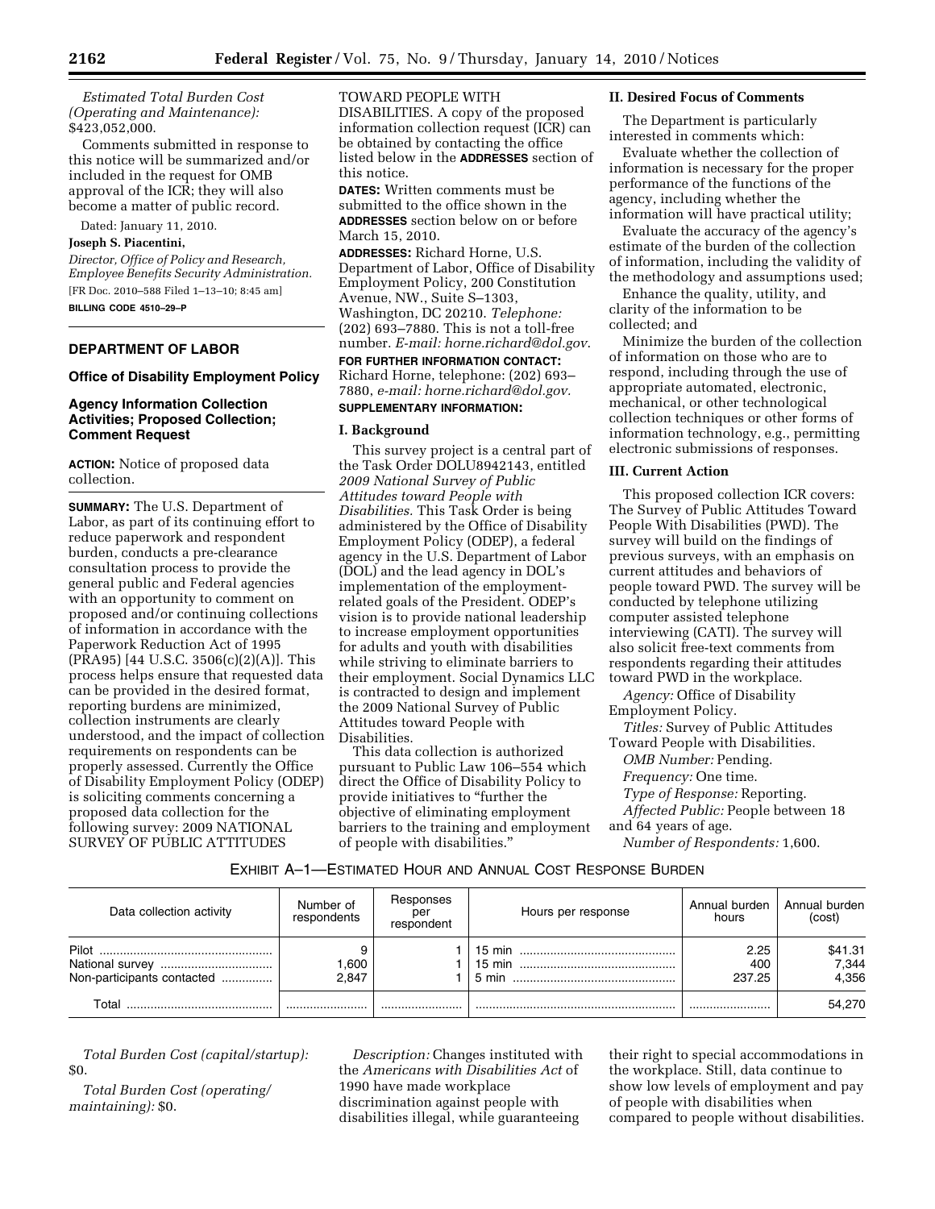*Estimated Total Burden Cost (Operating and Maintenance):* $423,052,000.

Comments submitted in response to this notice will be summarized and/or included in the request for OMB approval of the ICR; they will also become a matter of public record.

Dated: January 11, 2010.

**Joseph S. Piacentini,**

*Director, Office of Policy and Research, Employee Benefits Security Administration.*

[FR Doc. 2010–588 Filed 1–13–10; 8:45 am]

**BILLING CODE 4510–29–P**

## DEPARTMENT OF LABOR

### Office of Disability Employment Policy

### Agency Information Collection Activities; Proposed Collection; Comment Request

**ACTION:** Notice of proposed data collection.

**SUMMARY:** The U.S. Department of Labor, as part of its continuing effort to reduce paperwork and respondent burden, conducts a pre-clearance consultation process to provide the general public and Federal agencies with an opportunity to comment on proposed and/or continuing collections of information in accordance with the Paperwork Reduction Act of 1995 (PRA95) [44 U.S.C. 3506(c)(2)(A)]. This process helps ensure that requested data can be provided in the desired format, reporting burdens are minimized, collection instruments are clearly understood, and the impact of collection requirements on respondents can be properly assessed. Currently the Office of Disability Employment Policy (ODEP) is soliciting comments concerning a proposed data collection for the following survey: 2009 NATIONAL SURVEY OF PUBLIC ATTITUDES TOWARD PEOPLE WITH DISABILITIES. A copy of the proposed information collection request (ICR) can be obtained by contacting the office listed below in the **ADDRESSES** section of this notice.

**DATES:** Written comments must be submitted to the office shown in the **ADDRESSES** section below on or before March 15, 2010.

**ADDRESSES:** Richard Horne, U.S. Department of Labor, Office of Disability Employment Policy, 200 Constitution Avenue, NW., Suite S–1303, Washington, DC 20210. *Telephone:* (202) 693–7880. This is not a toll-free number. *E-mail: horne.richard@dol.gov*.

**FOR FURTHER INFORMATION CONTACT:** Richard Horne, telephone: (202) 693–7880, *e-mail: horne.richard@dol.gov.*

**SUPPLEMENTARY INFORMATION:**

**I. Background**

This survey project is a central part of the Task Order DOLU8942143, entitled *2009 National Survey of Public Attitudes toward People with Disabilities.* This Task Order is being administered by the Office of Disability Employment Policy (ODEP), a federal agency in the U.S. Department of Labor (DOL) and the lead agency in DOL's implementation of the employment-related goals of the President. ODEP's vision is to provide national leadership to increase employment opportunities for adults and youth with disabilities while striving to eliminate barriers to their employment. Social Dynamics LLC is contracted to design and implement the 2009 National Survey of Public Attitudes toward People with Disabilities.

This data collection is authorized pursuant to Public Law 106–554 which direct the Office of Disability Policy to provide initiatives to "further the objective of eliminating employment barriers to the training and employment of people with disabilities."

**II. Desired Focus of Comments**

The Department is particularly interested in comments which:

Evaluate whether the collection of information is necessary for the proper performance of the functions of the agency, including whether the information will have practical utility;

Evaluate the accuracy of the agency's estimate of the burden of the collection of information, including the validity of the methodology and assumptions used;

Enhance the quality, utility, and clarity of the information to be collected; and

Minimize the burden of the collection of information on those who are to respond, including through the use of appropriate automated, electronic, mechanical, or other technological collection techniques or other forms of information technology, e.g., permitting electronic submissions of responses.

**III. Current Action**

This proposed collection ICR covers: The Survey of Public Attitudes Toward People With Disabilities (PWD). The survey will build on the findings of previous surveys, with an emphasis on current attitudes and behaviors of people toward PWD. The survey will be conducted by telephone utilizing computer assisted telephone interviewing (CATI). The survey will also solicit free-text comments from respondents regarding their attitudes toward PWD in the workplace.

*Agency:* Office of Disability Employment Policy.

*Titles:* Survey of Public Attitudes Toward People with Disabilities.

*OMB Number:* Pending.

*Frequency:* One time.

*Type of Response:* Reporting.

*Affected Public:* People between 18 and 64 years of age.

*Number of Respondents:* 1,600.

EXHIBIT A–1—ESTIMATED HOUR AND ANNUAL COST RESPONSE BURDEN

| Data collection activity | Number of respondents | Responses per respondent | Hours per response | Annual burden hours | Annual burden (cost) |
|---|---|---|---|---|---|
| Pilot | 9 | 1 | 15 min | 2.25 | $41.31 |
| National survey | 1,600 | 1 | 15 min | 400 | 7,344 |
| Non-participants contacted | 2,847 | 1 | 5 min | 237.25 | 4,356 |
| Total | | | | | 54,270 |

*Total Burden Cost (capital/startup):* $0.

*Total Burden Cost (operating/maintaining):* $0.

*Description:* Changes instituted with the *Americans with Disabilities Act* of 1990 have made workplace discrimination against people with disabilities illegal, while guaranteeing their right to special accommodations in the workplace. Still, data continue to show low levels of employment and pay of people with disabilities when compared to people without disabilities.